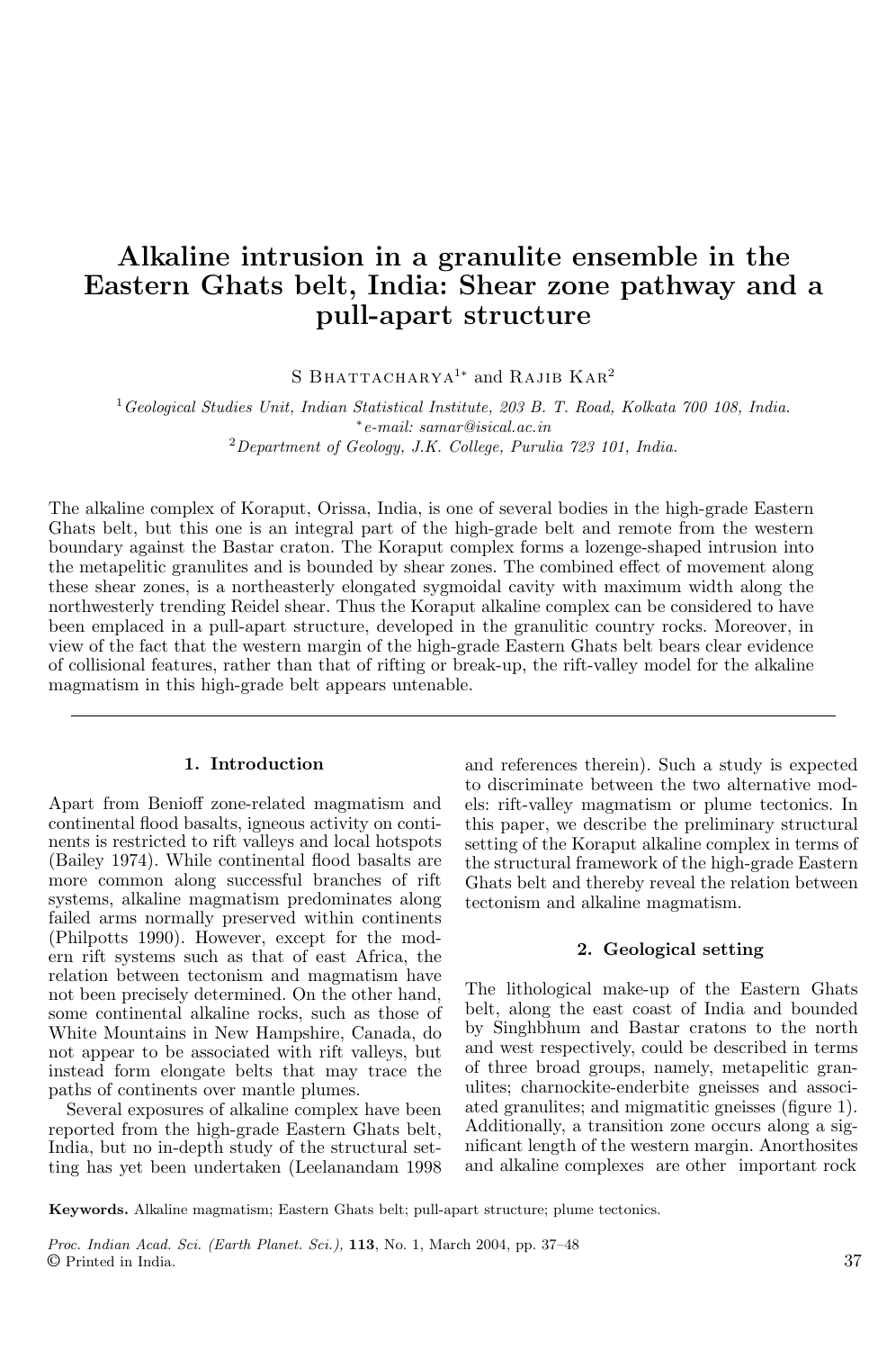# Alkaline intrusion in a granulite ensemble in the Eastern Ghats belt, India: Shear zone pathway and a pull-apart structure

S Bhattacharya[1*] and Rajib Kar[2]

[1] *Geological Studies Unit, Indian Statistical Institute, 203 B. T. Road, Kolkata 700 108, India.*
[*] *e-mail: samar@isical.ac.in*
[2] *Department of Geology, J.K. College, Purulia 723 101, India.*

The alkaline complex of Koraput, Orissa, India, is one of several bodies in the high-grade Eastern Ghats belt, but this one is an integral part of the high-grade belt and remote from the western boundary against the Bastar craton. The Koraput complex forms a lozenge-shaped intrusion into the metapelitic granulites and is bounded by shear zones. The combined effect of movement along these shear zones, is a northeasterly elongated sygmoidal cavity with maximum width along the northwesterly trending Reidel shear. Thus the Koraput alkaline complex can be considered to have been emplaced in a pull-apart structure, developed in the granulitic country rocks. Moreover, in view of the fact that the western margin of the high-grade Eastern Ghats belt bears clear evidence of collisional features, rather than that of rifting or break-up, the rift-valley model for the alkaline magmatism in this high-grade belt appears untenable.

---

## 1. Introduction

Apart from Benioff zone-related magmatism and continental flood basalts, igneous activity on continents is restricted to rift valleys and local hotspots (Bailey 1974). While continental flood basalts are more common along successful branches of rift systems, alkaline magmatism predominates along failed arms normally preserved within continents (Philpotts 1990). However, except for the modern rift systems such as that of east Africa, the relation between tectonism and magmatism have not been precisely determined. On the other hand, some continental alkaline rocks, such as those of White Mountains in New Hampshire, Canada, do not appear to be associated with rift valleys, but instead form elongate belts that may trace the paths of continents over mantle plumes.

Several exposures of alkaline complex have been reported from the high-grade Eastern Ghats belt, India, but no in-depth study of the structural setting has yet been undertaken (Leelanandam 1998 and references therein). Such a study is expected to discriminate between the two alternative models: rift-valley magmatism or plume tectonics. In this paper, we describe the preliminary structural setting of the Koraput alkaline complex in terms of the structural framework of the high-grade Eastern Ghats belt and thereby reveal the relation between tectonism and alkaline magmatism.

## 2. Geological setting

The lithological make-up of the Eastern Ghats belt, along the east coast of India and bounded by Singhbhum and Bastar cratons to the north and west respectively, could be described in terms of three broad groups, namely, metapelitic granulites; charnockite-enderbite gneisses and associated granulites; and migmatitic gneisses (figure 1). Additionally, a transition zone occurs along a significant length of the western margin. Anorthosites and alkaline complexes are other important rock

**Keywords.** Alkaline magmatism; Eastern Ghats belt; pull-apart structure; plume tectonics.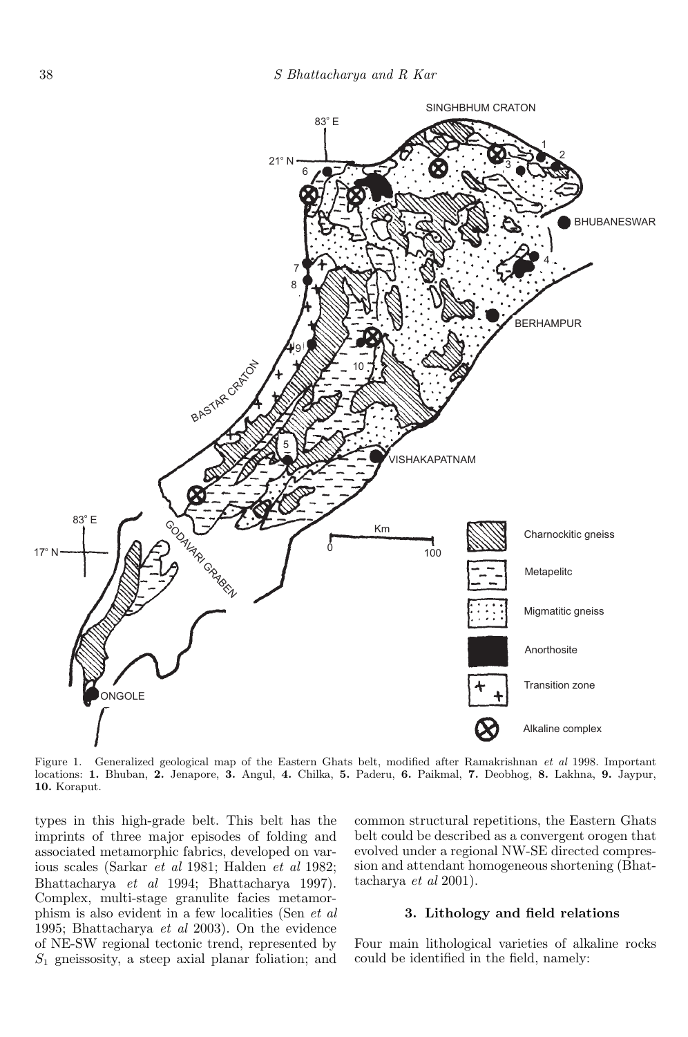Figure 1. Generalized geological map of the Eastern Ghats belt, modified after Ramakrishnan *et al* 1998. Important locations: **1.** Bhuban, **2.** Jenapore, **3.** Angul, **4.** Chilka, **5.** Paderu, **6.** Paikmal, **7.** Deobhog, **8.** Lakhna, **9.** Jaypur, **10.** Koraput.

types in this high-grade belt. This belt has the imprints of three major episodes of folding and associated metamorphic fabrics, developed on various scales (Sarkar *et al* 1981; Halden *et al* 1982; Bhattacharya *et al* 1994; Bhattacharya 1997). Complex, multi-stage granulite facies metamorphism is also evident in a few localities (Sen *et al* 1995; Bhattacharya *et al* 2003). On the evidence of NE-SW regional tectonic trend, represented by $S_1$ gneissosity, a steep axial planar foliation; and common structural repetitions, the Eastern Ghats belt could be described as a convergent orogen that evolved under a regional NW-SE directed compression and attendant homogeneous shortening (Bhattacharya *et al* 2001).

### 3. Lithology and field relations

Four main lithological varieties of alkaline rocks could be identified in the field, namely: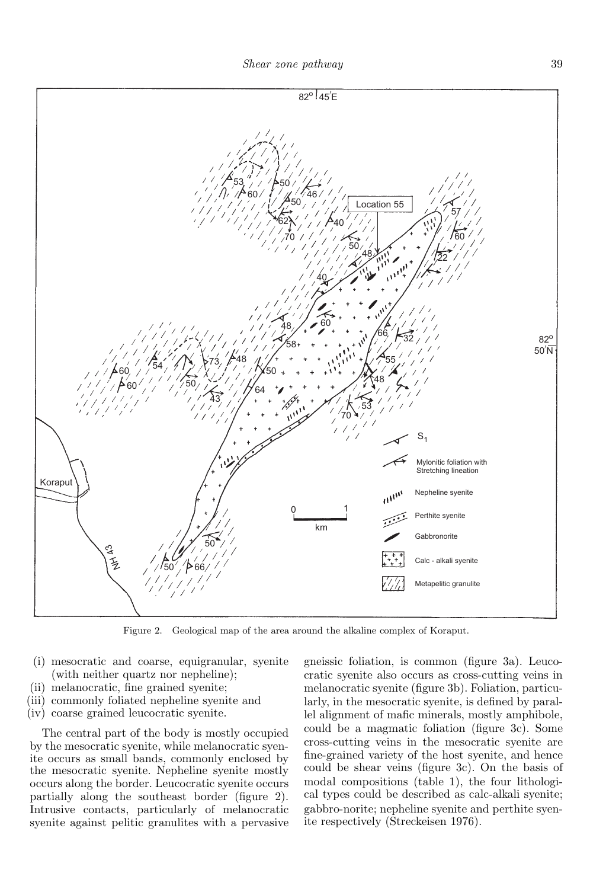Figure 2. Geological map of the area around the alkaline complex of Koraput.

(i) mesocratic and coarse, equigranular, syenite (with neither quartz nor nepheline);
(ii) melanocratic, fine grained syenite;
(iii) commonly foliated nepheline syenite and
(iv) coarse grained leucocratic syenite.

The central part of the body is mostly occupied by the mesocratic syenite, while melanocratic syenite occurs as small bands, commonly enclosed by the mesocratic syenite. Nepheline syenite mostly occurs along the border. Leucocratic syenite occurs partially along the southeast border (figure 2). Intrusive contacts, particularly of melanocratic syenite against pelitic granulites with a pervasive gneissic foliation, is common (figure 3a). Leucocratic syenite also occurs as cross-cutting veins in melanocratic syenite (figure 3b). Foliation, particularly, in the mesocratic syenite, is defined by parallel alignment of mafic minerals, mostly amphibole, could be a magmatic foliation (figure 3c). Some cross-cutting veins in the mesocratic syenite are fine-grained variety of the host syenite, and hence could be shear veins (figure 3c). On the basis of modal compositions (table 1), the four lithological types could be described as calc-alkali syenite; gabbro-norite; nepheline syenite and perthite syenite respectively (Streckeisen 1976).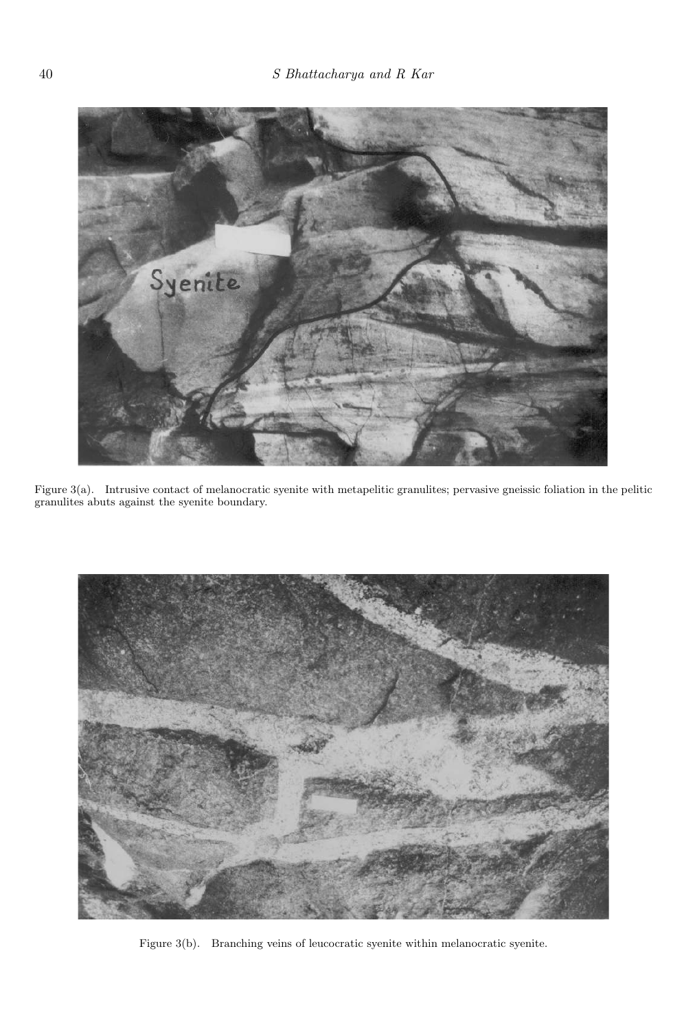Figure 3(a). Intrusive contact of melanocratic syenite with metapelitic granulites; pervasive gneissic foliation in the pelitic granulites abuts against the syenite boundary.

Figure 3(b). Branching veins of leucocratic syenite within melanocratic syenite.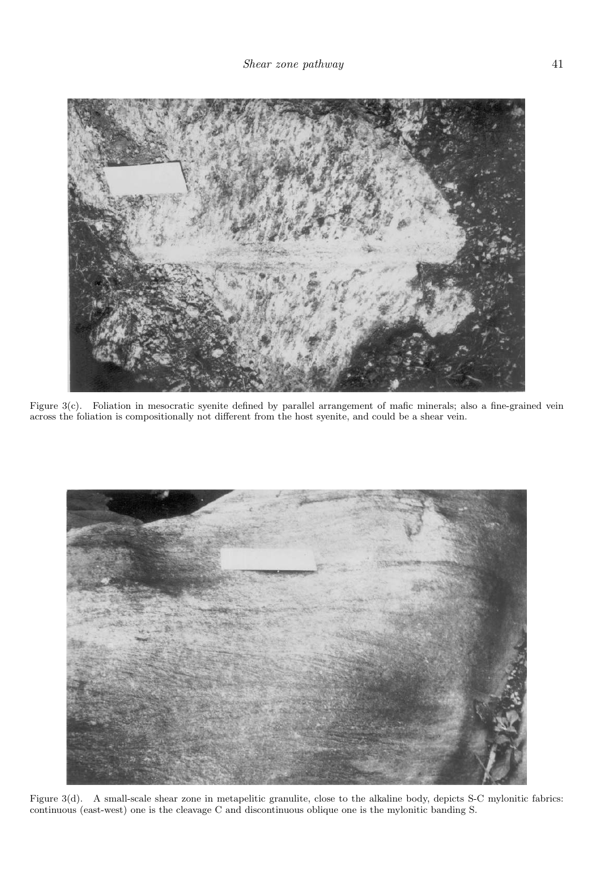Figure 3(c). Foliation in mesocratic syenite defined by parallel arrangement of mafic minerals; also a fine-grained vein across the foliation is compositionally not different from the host syenite, and could be a shear vein.

Figure 3(d). A small-scale shear zone in metapelitic granulite, close to the alkaline body, depicts S-C mylonitic fabrics: continuous (east-west) one is the cleavage C and discontinuous oblique one is the mylonitic banding S.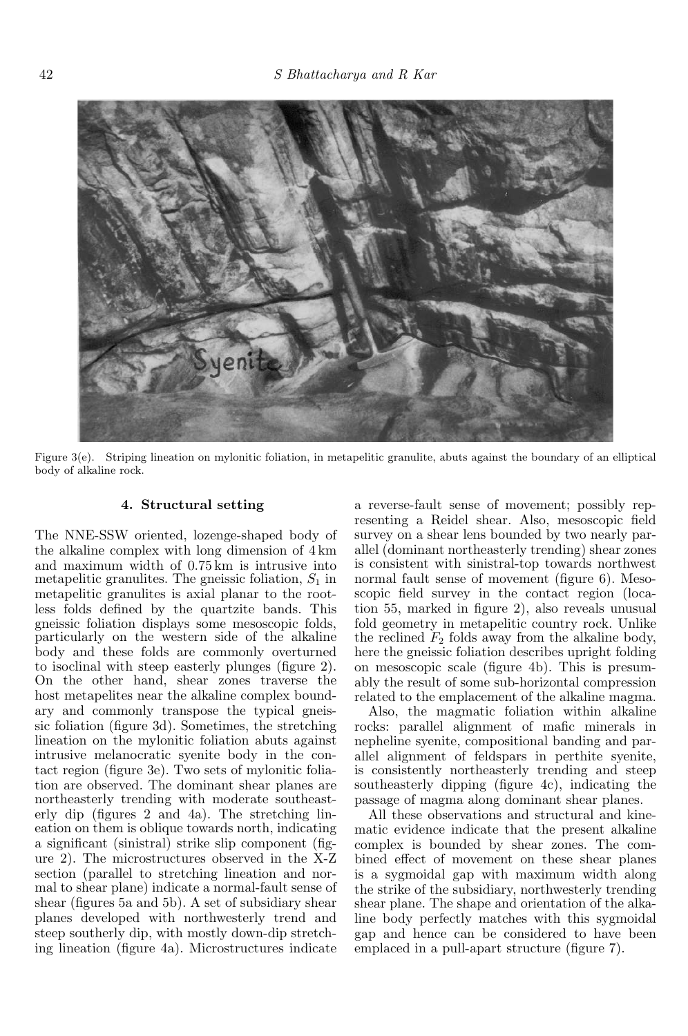Figure 3(e). Striping lineation on mylonitic foliation, in metapelitic granulite, abuts against the boundary of an elliptical body of alkaline rock.

## 4. Structural setting

The NNE-SSW oriented, lozenge-shaped body of the alkaline complex with long dimension of 4 km and maximum width of 0.75 km is intrusive into metapelitic granulites. The gneissic foliation, $S_1$ in metapelitic granulites is axial planar to the rootless folds defined by the quartzite bands. This gneissic foliation displays some mesoscopic folds, particularly on the western side of the alkaline body and these folds are commonly overturned to isoclinal with steep easterly plunges (figure 2). On the other hand, shear zones traverse the host metapelites near the alkaline complex boundary and commonly transpose the typical gneissic foliation (figure 3d). Sometimes, the stretching lineation on the mylonitic foliation abuts against intrusive melanocratic syenite body in the contact region (figure 3e). Two sets of mylonitic foliation are observed. The dominant shear planes are northeasterly trending with moderate southeasterly dip (figures 2 and 4a). The stretching lineation on them is oblique towards north, indicating a significant (sinistral) strike slip component (figure 2). The microstructures observed in the X-Z section (parallel to stretching lineation and normal to shear plane) indicate a normal-fault sense of shear (figures 5a and 5b). A set of subsidiary shear planes developed with northwesterly trend and steep southerly dip, with mostly down-dip stretching lineation (figure 4a). Microstructures indicate a reverse-fault sense of movement; possibly representing a Reidel shear. Also, mesoscopic field survey on a shear lens bounded by two nearly parallel (dominant northeasterly trending) shear zones is consistent with sinistral-top towards northwest normal fault sense of movement (figure 6). Mesoscopic field survey in the contact region (location 55, marked in figure 2), also reveals unusual fold geometry in metapelitic country rock. Unlike the reclined $F_2$ folds away from the alkaline body, here the gneissic foliation describes upright folding on mesoscopic scale (figure 4b). This is presumably the result of some sub-horizontal compression related to the emplacement of the alkaline magma.

Also, the magmatic foliation within alkaline rocks: parallel alignment of mafic minerals in nepheline syenite, compositional banding and parallel alignment of feldspars in perthite syenite, is consistently northeasterly trending and steep southeasterly dipping (figure 4c), indicating the passage of magma along dominant shear planes.

All these observations and structural and kinematic evidence indicate that the present alkaline complex is bounded by shear zones. The combined effect of movement on these shear planes is a sygmoidal gap with maximum width along the strike of the subsidiary, northwesterly trending shear plane. The shape and orientation of the alkaline body perfectly matches with this sygmoidal gap and hence can be considered to have been emplaced in a pull-apart structure (figure 7).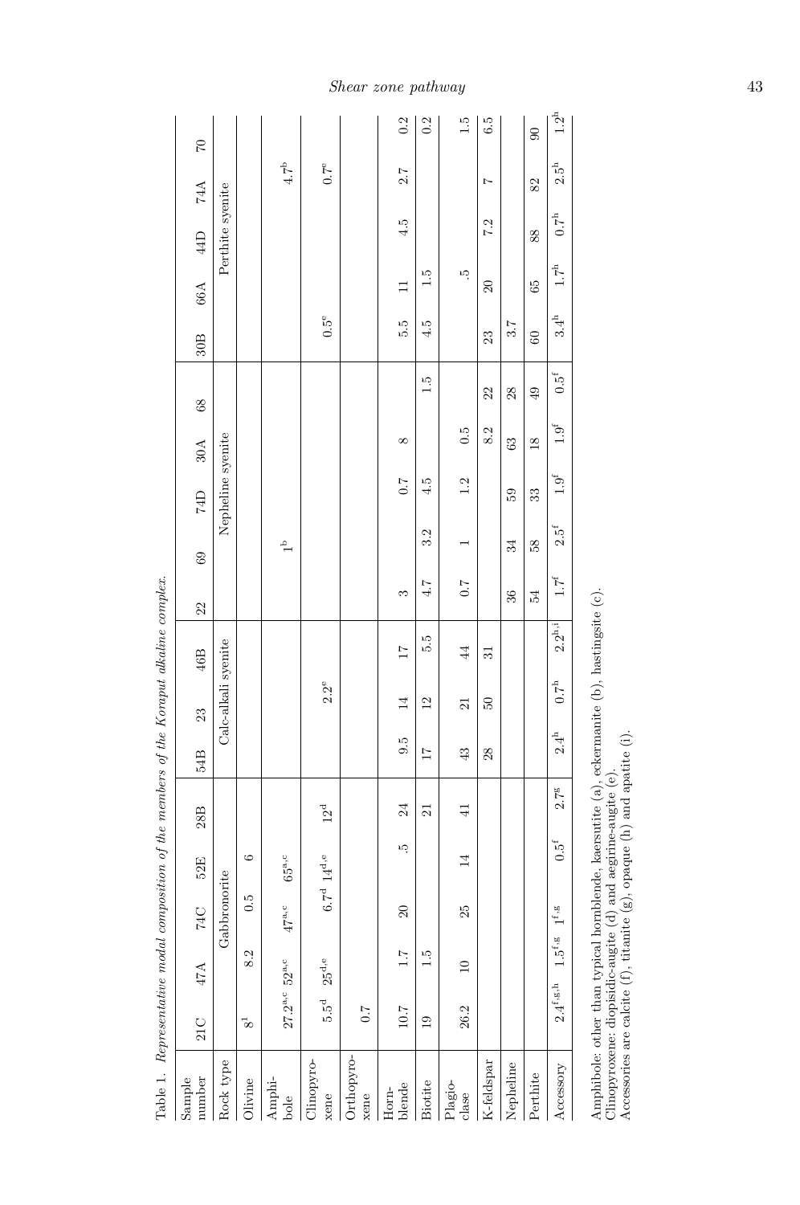Table 1. *Representative modal composition of the members of the Koraput alkaline complex.*

| Sample number | 21C | 47A | 74C | 52E | 28B | 54B | 23 | 46B | 22 | 69 | 74D | 30A | 68 | 30B | 66A | 44D | 74A | 70 |
|---|---|---|---|---|---|---|---|---|---|---|---|---|---|---|---|---|---|---|
| Rock type | Gabbronorite | | | | | Calc-alkali syenite | | | Nepheline syenite | | | | | Perthite syenite | | | | |
| Olivine | $8^{l}$ | 8.2 | 0.5 | 6 | | | | | | | | | | | | | | |
| Amphibole | $27.2^{a,c}$ | $52^{a,c}$ | $47^{a,c}$ | $65^{a,c}$ | | | | | | $1^{b}$ | | | | | | | $4.7^{b}$ | |
| Clinopyroxene | $5.5^{d}$ | $25^{d,e}$ | $6.7^{d}$ | $14^{d,e}$ | $12^{d}$ | | $2.2^{e}$ | | | | | | | $0.5^{e}$ | | | $0.7^{e}$ | |
| Orthopyroxene | 0.7 | | | | | | | | | | | | | | | | | |
| Hornblende | 10.7 | 1.7 | 20 | .5 | 24 | 9.5 | 14 | 17 | 3 | | 0.7 | 8 | | 5.5 | 11 | 4.5 | 2.7 | 0.2 |
| Biotite | 19 | 1.5 | | | 21 | 17 | 12 | 5.5 | 4.7 | 3.2 | 4.5 | | 1.5 | 4.5 | 1.5 | | | 0.2 |
| Plagioclase | 26.2 | 10 | 25 | 14 | 41 | 43 | 21 | 44 | 0.7 | 1 | 1.2 | 0.5 | | | .5 | | | 1.5 |
| K-feldspar | | | | | | 28 | 50 | 31 | | | | 8.2 | 22 | 23 | 20 | 7.2 | 7 | 6.5 |
| Nepheline | | | | | | | | | 36 | 34 | 59 | 63 | 28 | 3.7 | | | | |
| Perthite | | | | | | | | | 54 | 58 | 33 | 18 | 49 | 60 | 65 | 88 | 82 | 90 |
| Accessory | $2.4^{f,g,h}$ | $1.5^{f,g}$ | $1^{f,g}$ | $0.5^{f}$ | $2.7^{g}$ | $2.4^{h}$ | $0.7^{h}$ | $2.2^{h,i}$ | $1.7^{f}$ | $2.5^{f}$ | $1.9^{f}$ | $1.9^{f}$ | $0.5^{f}$ | $3.4^{h}$ | $1.7^{h}$ | $0.7^{h}$ | $2.5^{h}$ | $1.2^{h}$ |

Amphibole: other than typical hornblende, kaersutite (a), eckermanite (b), hastingsite (c).
Clinopyroxene: diopsidic-augite (d) and aegirine-augite (e).
Accessories are calcite (f), titanite (g), opaque (h) and apatite (i).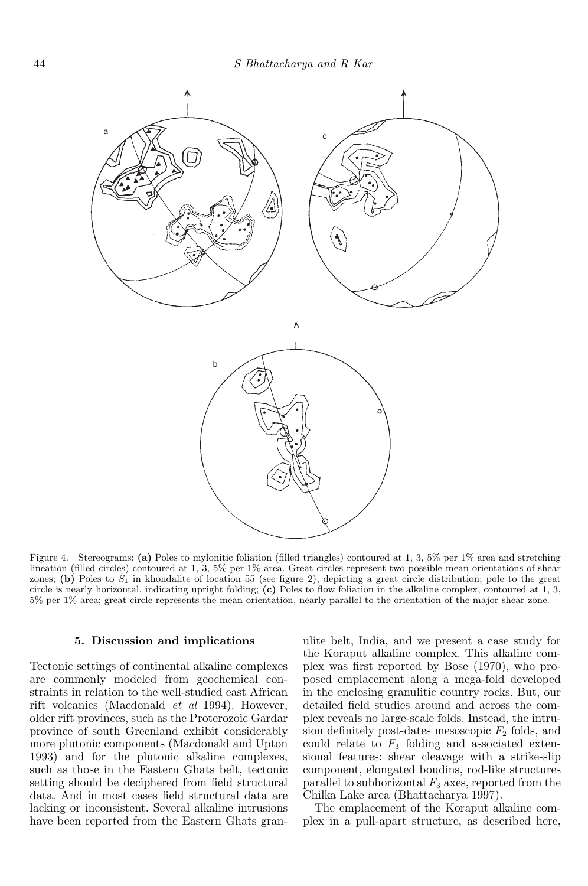Figure 4. Stereograms: **(a)** Poles to mylonitic foliation (filled triangles) contoured at 1, 3, 5% per 1% area and stretching lineation (filled circles) contoured at 1, 3, 5% per 1% area. Great circles represent two possible mean orientations of shear zones; **(b)** Poles to $S_1$ in khondalite of location 55 (see figure 2), depicting a great circle distribution; pole to the great circle is nearly horizontal, indicating upright folding; **(c)** Poles to flow foliation in the alkaline complex, contoured at 1, 3, 5% per 1% area; great circle represents the mean orientation, nearly parallel to the orientation of the major shear zone.

## 5. Discussion and implications

Tectonic settings of continental alkaline complexes are commonly modeled from geochemical constraints in relation to the well-studied east African rift volcanics (Macdonald *et al* 1994). However, older rift provinces, such as the Proterozoic Gardar province of south Greenland exhibit considerably more plutonic components (Macdonald and Upton 1993) and for the plutonic alkaline complexes, such as those in the Eastern Ghats belt, tectonic setting should be deciphered from field structural data. And in most cases field structural data are lacking or inconsistent. Several alkaline intrusions have been reported from the Eastern Ghats granulite belt, India, and we present a case study for the Koraput alkaline complex. This alkaline complex was first reported by Bose (1970), who proposed emplacement along a mega-fold developed in the enclosing granulitic country rocks. But, our detailed field studies around and across the complex reveals no large-scale folds. Instead, the intrusion definitely post-dates mesoscopic $F_2$ folds, and could relate to $F_3$ folding and associated extensional features: shear cleavage with a strike-slip component, elongated boudins, rod-like structures parallel to subhorizontal $F_3$ axes, reported from the Chilka Lake area (Bhattacharya 1997).

The emplacement of the Koraput alkaline complex in a pull-apart structure, as described here,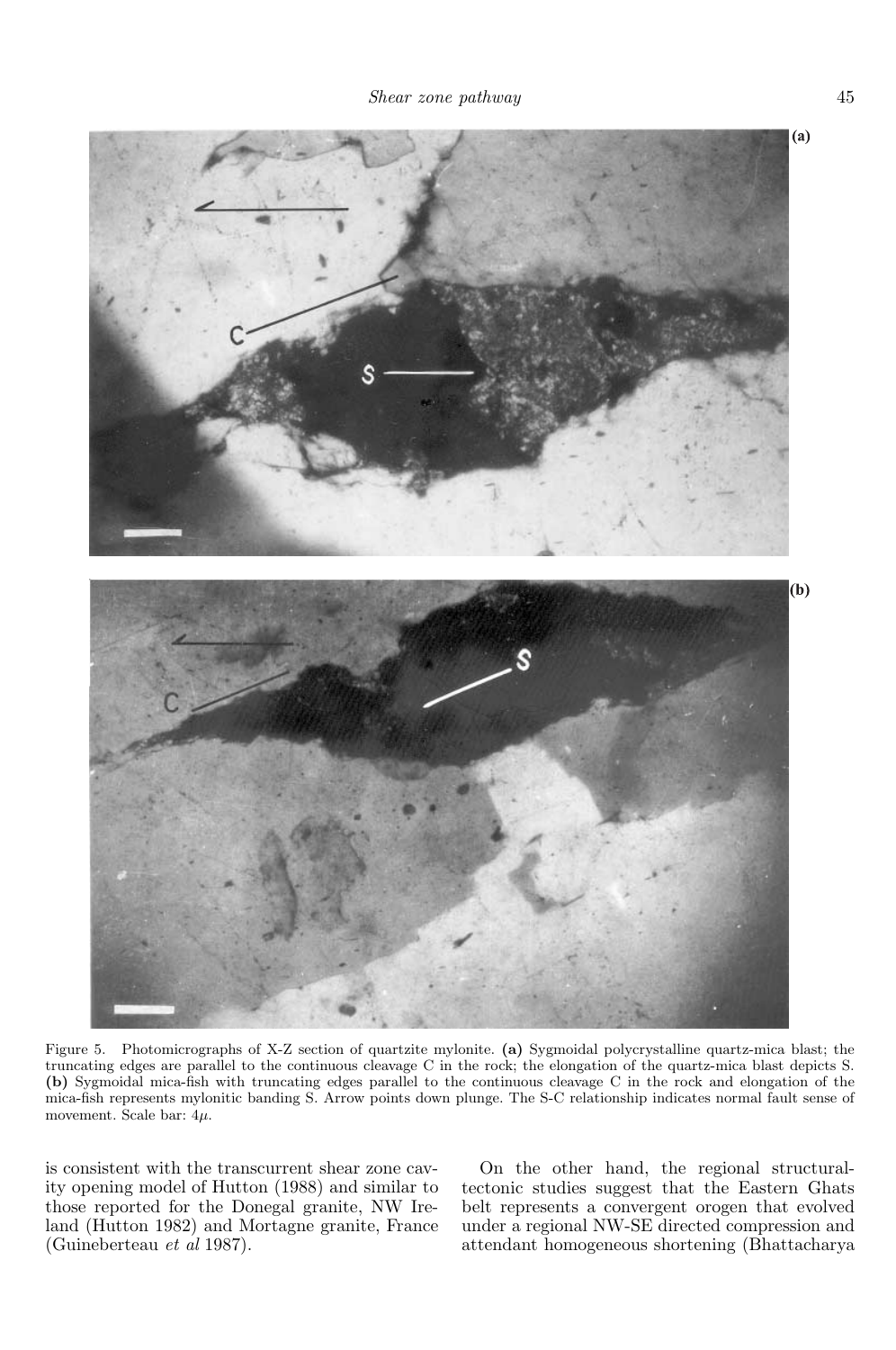Figure 5. Photomicrographs of X-Z section of quartzite mylonite. **(a)** Sygmoidal polycrystalline quartz-mica blast; the truncating edges are parallel to the continuous cleavage C in the rock; the elongation of the quartz-mica blast depicts S. **(b)** Sygmoidal mica-fish with truncating edges parallel to the continuous cleavage C in the rock and elongation of the mica-fish represents mylonitic banding S. Arrow points down plunge. The S-C relationship indicates normal fault sense of movement. Scale bar: $4\mu$.

is consistent with the transcurrent shear zone cavity opening model of Hutton (1988) and similar to those reported for the Donegal granite, NW Ireland (Hutton 1982) and Mortagne granite, France (Guineberteau *et al* 1987).

On the other hand, the regional structural-tectonic studies suggest that the Eastern Ghats belt represents a convergent orogen that evolved under a regional NW-SE directed compression and attendant homogeneous shortening (Bhattacharya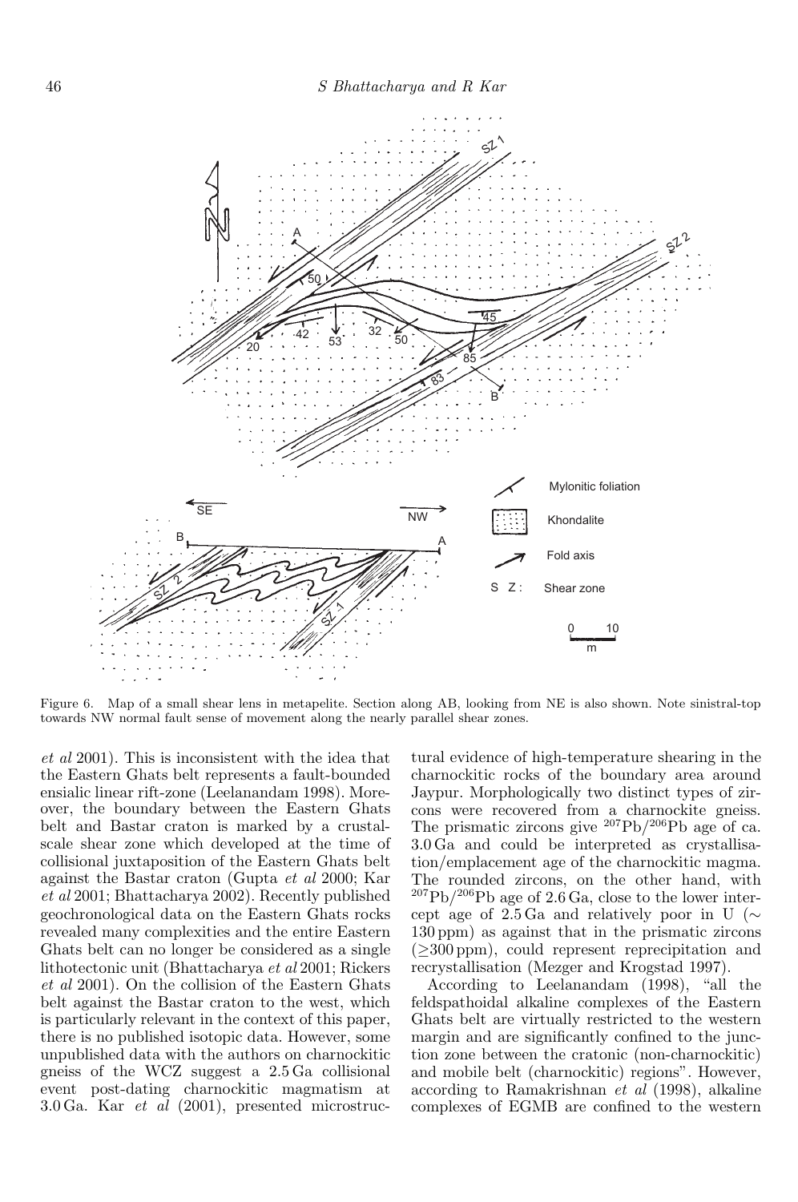Figure 6. Map of a small shear lens in metapelite. Section along AB, looking from NE is also shown. Note sinistral-top towards NW normal fault sense of movement along the nearly parallel shear zones.

*et al* 2001). This is inconsistent with the idea that the Eastern Ghats belt represents a fault-bounded ensialic linear rift-zone (Leelanandam 1998). Moreover, the boundary between the Eastern Ghats belt and Bastar craton is marked by a crustal-scale shear zone which developed at the time of collisional juxtaposition of the Eastern Ghats belt against the Bastar craton (Gupta *et al* 2000; Kar *et al* 2001; Bhattacharya 2002). Recently published geochronological data on the Eastern Ghats rocks revealed many complexities and the entire Eastern Ghats belt can no longer be considered as a single lithotectonic unit (Bhattacharya *et al* 2001; Rickers *et al* 2001). On the collision of the Eastern Ghats belt against the Bastar craton to the west, which is particularly relevant in the context of this paper, there is no published isotopic data. However, some unpublished data with the authors on charnockitic gneiss of the WCZ suggest a 2.5 Ga collisional event post-dating charnockitic magmatism at 3.0 Ga. Kar *et al* (2001), presented microstructural evidence of high-temperature shearing in the charnockitic rocks of the boundary area around Jaypur. Morphologically two distinct types of zircons were recovered from a charnockite gneiss. The prismatic zircons give $^{207}Pb/^{206}Pb$ age of ca. 3.0 Ga and could be interpreted as crystallisation/emplacement age of the charnockitic magma. The rounded zircons, on the other hand, with $^{207}Pb/^{206}Pb$ age of 2.6 Ga, close to the lower intercept age of 2.5 Ga and relatively poor in U ($\sim$ 130 ppm) as against that in the prismatic zircons ($\geq$300 ppm), could represent reprecipitation and recrystallisation (Mezger and Krogstad 1997).

According to Leelanandam (1998), "all the feldspathoidal alkaline complexes of the Eastern Ghats belt are virtually restricted to the western margin and are significantly confined to the junction zone between the cratonic (non-charnockitic) and mobile belt (charnockitic) regions". However, according to Ramakrishnan *et al* (1998), alkaline complexes of EGMB are confined to the western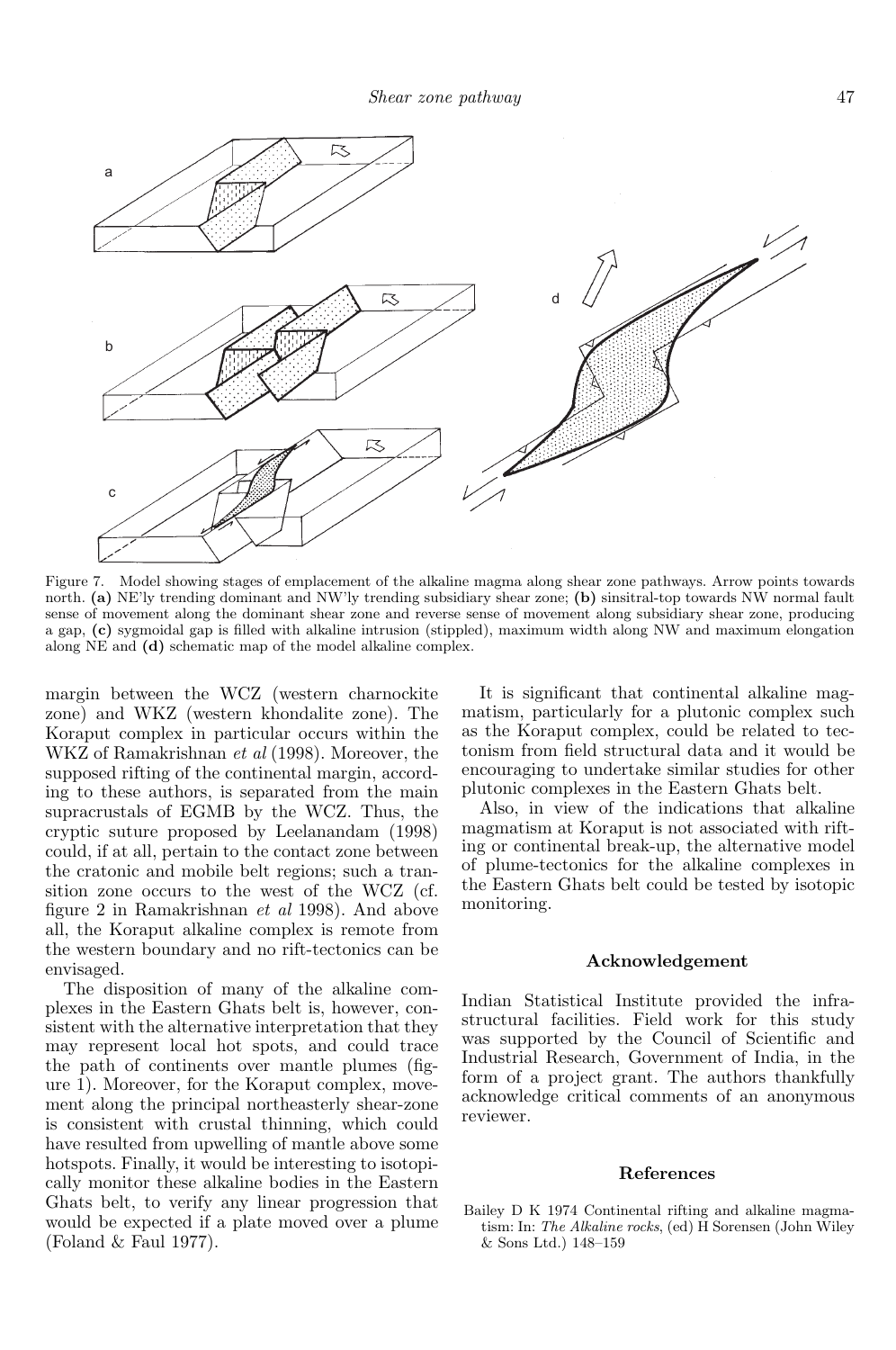a

b

c

d

Figure 7. Model showing stages of emplacement of the alkaline magma along shear zone pathways. Arrow points towards north. **(a)** NE'ly trending dominant and NW'ly trending subsidiary shear zone; **(b)** sinsitral-top towards NW normal fault sense of movement along the dominant shear zone and reverse sense of movement along subsidiary shear zone, producing a gap, **(c)** sygmoidal gap is filled with alkaline intrusion (stippled), maximum width along NW and maximum elongation along NE and **(d)** schematic map of the model alkaline complex.

margin between the WCZ (western charnockite zone) and WKZ (western khondalite zone). The Koraput complex in particular occurs within the WKZ of Ramakrishnan *et al* (1998). Moreover, the supposed rifting of the continental margin, according to these authors, is separated from the main supracrustals of EGMB by the WCZ. Thus, the cryptic suture proposed by Leelanandam (1998) could, if at all, pertain to the contact zone between the cratonic and mobile belt regions; such a transition zone occurs to the west of the WCZ (cf. figure 2 in Ramakrishnan *et al* 1998). And above all, the Koraput alkaline complex is remote from the western boundary and no rift-tectonics can be envisaged.

The disposition of many of the alkaline complexes in the Eastern Ghats belt is, however, consistent with the alternative interpretation that they may represent local hot spots, and could trace the path of continents over mantle plumes (figure 1). Moreover, for the Koraput complex, movement along the principal northeasterly shear-zone is consistent with crustal thinning, which could have resulted from upwelling of mantle above some hotspots. Finally, it would be interesting to isotopically monitor these alkaline bodies in the Eastern Ghats belt, to verify any linear progression that would be expected if a plate moved over a plume (Foland & Faul 1977).

It is significant that continental alkaline magmatism, particularly for a plutonic complex such as the Koraput complex, could be related to tectonism from field structural data and it would be encouraging to undertake similar studies for other plutonic complexes in the Eastern Ghats belt.

Also, in view of the indications that alkaline magmatism at Koraput is not associated with rifting or continental break-up, the alternative model of plume-tectonics for the alkaline complexes in the Eastern Ghats belt could be tested by isotopic monitoring.

## Acknowledgement

Indian Statistical Institute provided the infrastructural facilities. Field work for this study was supported by the Council of Scientific and Industrial Research, Government of India, in the form of a project grant. The authors thankfully acknowledge critical comments of an anonymous reviewer.

## References

Bailey D K 1974 Continental rifting and alkaline magmatism: In: *The Alkaline rocks*, (ed) H Sorensen (John Wiley & Sons Ltd.) 148–159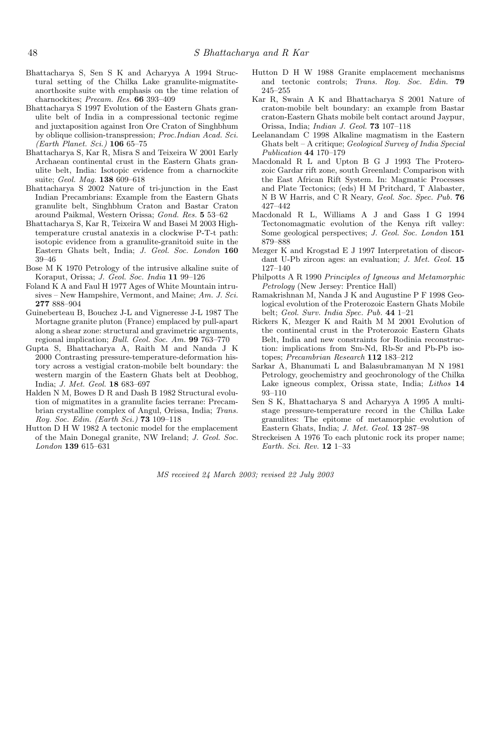Bhattacharya S, Sen S K and Acharyya A 1994 Structural setting of the Chilka Lake granulite-migmatite-anorthosite suite with emphasis on the time relation of charnockites; *Precam. Res.* **66** 393–409

Bhattacharya S 1997 Evolution of the Eastern Ghats granulite belt of India in a compressional tectonic regime and juxtaposition against Iron Ore Craton of Singhbhum by oblique collision-transpression; *Proc.Indian Acad. Sci. (Earth Planet. Sci.)* **106** 65–75

Bhattacharya S, Kar R, Misra S and Teixeira W 2001 Early Archaean continental crust in the Eastern Ghats granulite belt, India: Isotopic evidence from a charnockite suite; *Geol. Mag.* **138** 609–618

Bhattacharya S 2002 Nature of tri-junction in the East Indian Precambrians: Example from the Eastern Ghats granulite belt, Singhbhum Craton and Bastar Craton around Paikmal, Western Orissa; *Gond. Res.* **5** 53–62

Bhattacharya S, Kar R, Teixeira W and Basei M 2003 High-temperature crustal anatexis in a clockwise P-T-t path: isotopic evidence from a granulite-granitoid suite in the Eastern Ghats belt, India; *J. Geol. Soc. London* **160** 39–46

Bose M K 1970 Petrology of the intrusive alkaline suite of Koraput, Orissa; *J. Geol. Soc. India* **11** 99–126

Foland K A and Faul H 1977 Ages of White Mountain intrusives – New Hampshire, Vermont, and Maine; *Am. J. Sci.* **277** 888–904

Guineberteau B, Bouchez J-L and Vigneresse J-L 1987 The Mortagne granite pluton (France) emplaced by pull-apart along a shear zone: structural and gravimetric arguments, regional implication; *Bull. Geol. Soc. Am.* **99** 763–770

Gupta S, Bhattacharya A, Raith M and Nanda J K 2000 Contrasting pressure-temperature-deformation history across a vestigial craton-mobile belt boundary: the western margin of the Eastern Ghats belt at Deobhog, India; *J. Met. Geol.* **18** 683–697

Halden N M, Bowes D R and Dash B 1982 Structural evolution of migmatites in a granulite facies terrane: Precambrian crystalline complex of Angul, Orissa, India; *Trans. Roy. Soc. Edin. (Earth Sci.)* **73** 109–118

Hutton D H W 1982 A tectonic model for the emplacement of the Main Donegal granite, NW Ireland; *J. Geol. Soc. London* **139** 615–631

Hutton D H W 1988 Granite emplacement mechanisms and tectonic controls; *Trans. Roy. Soc. Edin.* **79** 245–255

Kar R, Swain A K and Bhattacharya S 2001 Nature of craton-mobile belt boundary: an example from Bastar craton-Eastern Ghats mobile belt contact around Jaypur, Orissa, India; *Indian J. Geol.* **73** 107–118

Leelanandam C 1998 Alkaline magmatism in the Eastern Ghats belt – A critique; *Geological Survey of India Special Publication* **44** 170–179

Macdonald R L and Upton B G J 1993 The Proterozoic Gardar rift zone, south Greenland: Comparison with the East African Rift System. In: Magmatic Processes and Plate Tectonics; (eds) H M Pritchard, T Alabaster, N B W Harris, and C R Neary, *Geol. Soc. Spec. Pub.* **76** 427–442

Macdonald R L, Williams A J and Gass I G 1994 Tectonomagmatic evolution of the Kenya rift valley: Some geological perspectives; *J. Geol. Soc. London* **151** 879–888

Mezger K and Krogstad E J 1997 Interpretation of discordant U-Pb zircon ages: an evaluation; *J. Met. Geol.* **15** 127–140

Philpotts A R 1990 *Principles of Igneous and Metamorphic Petrology* (New Jersey: Prentice Hall)

Ramakrishnan M, Nanda J K and Augustine P F 1998 Geological evolution of the Proterozoic Eastern Ghats Mobile belt; *Geol. Surv. India Spec. Pub.* **44** 1–21

Rickers K, Mezger K and Raith M M 2001 Evolution of the continental crust in the Proterozoic Eastern Ghats Belt, India and new constraints for Rodinia reconstruction: implications from Sm-Nd, Rb-Sr and Pb-Pb isotopes; *Precambrian Research* **112** 183–212

Sarkar A, Bhanumati L and Balasubramanyan M N 1981 Petrology, geochemistry and geochronology of the Chilka Lake igneous complex, Orissa state, India; *Lithos* **14** 93–110

Sen S K, Bhattacharya S and Acharyya A 1995 A multi-stage pressure-temperature record in the Chilka Lake granulites: The epitome of metamorphic evolution of Eastern Ghats, India; *J. Met. Geol.* **13** 287–98

Streckeisen A 1976 To each plutonic rock its proper name; *Earth. Sci. Rev.* **12** 1–33

*MS received 24 March 2003; revised 22 July 2003*